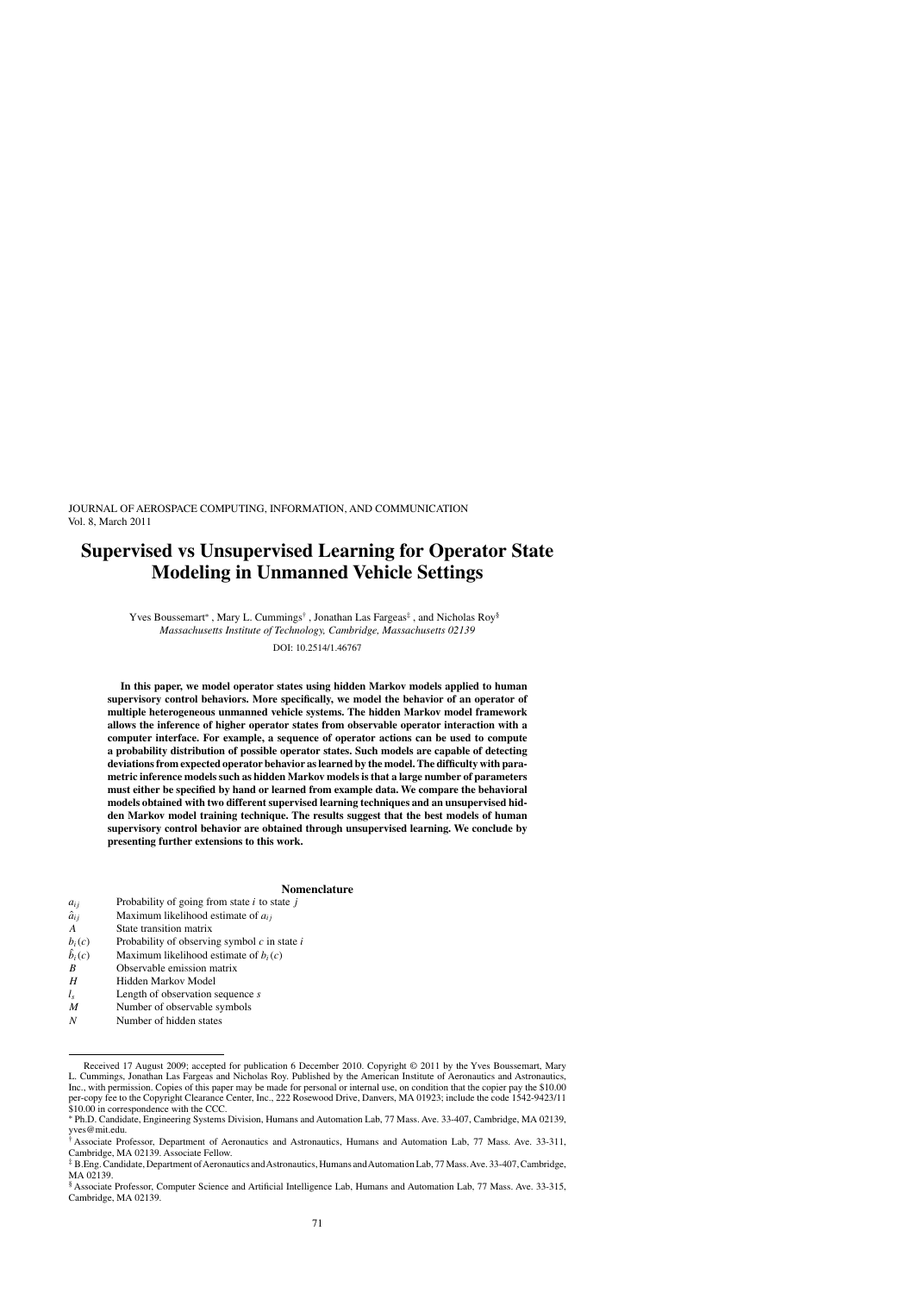JOURNAL OF AEROSPACE COMPUTING, INFORMATION, AND COMMUNICATION
Vol. 8, March 2011

# Supervised vs Unsupervised Learning for Operator State Modeling in Unmanned Vehicle Settings

Yves Boussemart[*], Mary L. Cummings[†], Jonathan Las Fargeas[‡], and Nicholas Roy[§]
*Massachusetts Institute of Technology, Cambridge, Massachusetts 02139*

DOI: 10.2514/1.46767

**In this paper, we model operator states using hidden Markov models applied to human supervisory control behaviors. More specifically, we model the behavior of an operator of multiple heterogeneous unmanned vehicle systems. The hidden Markov model framework allows the inference of higher operator states from observable operator interaction with a computer interface. For example, a sequence of operator actions can be used to compute a probability distribution of possible operator states. Such models are capable of detecting deviations from expected operator behavior as learned by the model. The difficulty with parametric inference models such as hidden Markov models is that a large number of parameters must either be specified by hand or learned from example data. We compare the behavioral models obtained with two different supervised learning techniques and an unsupervised hidden Markov model training technique. The results suggest that the best models of human supervisory control behavior are obtained through unsupervised learning. We conclude by presenting further extensions to this work.**

## Nomenclature

| | |
|---|---|
| $a_{ij}$ | Probability of going from state $i$ to state $j$ |
| $\hat{a}_{ij}$ | Maximum likelihood estimate of $a_{ij}$ |
| $A$ | State transition matrix |
| $b_i(c)$ | Probability of observing symbol $c$ in state $i$ |
| $\hat{b}_i(c)$ | Maximum likelihood estimate of $b_i(c)$ |
| $B$ | Observable emission matrix |
| $H$ | Hidden Markov Model |
| $l_s$ | Length of observation sequence $s$ |
| $M$ | Number of observable symbols |
| $N$ | Number of hidden states |

Received 17 August 2009; accepted for publication 6 December 2010. Copyright © 2011 by the Yves Boussemart, Mary L. Cummings, Jonathan Las Fargeas and Nicholas Roy. Published by the American Institute of Aeronautics and Astronautics, Inc., with permission. Copies of this paper may be made for personal or internal use, on condition that the copier pay the $10.00 per-copy fee to the Copyright Clearance Center, Inc., 222 Rosewood Drive, Danvers, MA 01923; include the code 1542-9423/11 $10.00 in correspondence with the CCC.

[*] Ph.D. Candidate, Engineering Systems Division, Humans and Automation Lab, 77 Mass. Ave. 33-407, Cambridge, MA 02139, yves@mit.edu.

[†] Associate Professor, Department of Aeronautics and Astronautics, Humans and Automation Lab, 77 Mass. Ave. 33-311, Cambridge, MA 02139. Associate Fellow.

[‡] B.Eng. Candidate, Department of Aeronautics and Astronautics, Humans and Automation Lab, 77 Mass. Ave. 33-407, Cambridge, MA 02139.

[§] Associate Professor, Computer Science and Artificial Intelligence Lab, Humans and Automation Lab, 77 Mass. Ave. 33-315, Cambridge, MA 02139.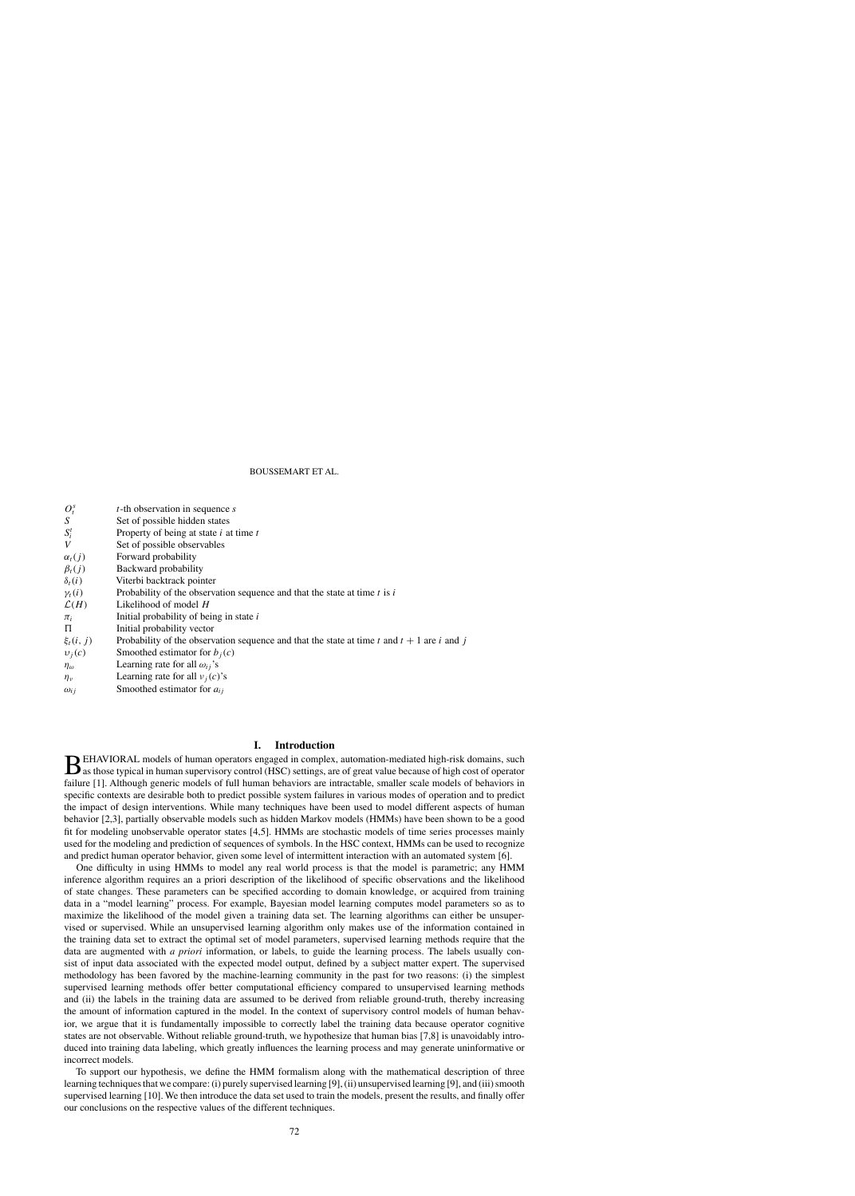| | |
|---|---|
| $O_t^s$ | $t$-th observation in sequence $s$ |
| $S$ | Set of possible hidden states |
| $S_i^t$ | Property of being at state $i$ at time $t$ |
| $V$ | Set of possible observables |
| $\alpha_t(j)$ | Forward probability |
| $\beta_t(j)$ | Backward probability |
| $\delta_t(i)$ | Viterbi backtrack pointer |
| $\gamma_t(i)$ | Probability of the observation sequence and that the state at time $t$ is $i$ |
| $\mathcal{L}(H)$ | Likelihood of model $H$ |
| $\pi_i$ | Initial probability of being in state $i$ |
| $\Pi$ | Initial probability vector |
| $\xi_t(i, j)$ | Probability of the observation sequence and that the state at time $t$ and $t+1$ are $i$ and $j$ |
| $\upsilon_j(c)$ | Smoothed estimator for $b_j(c)$ |
| $\eta_\omega$ | Learning rate for all $\omega_{ij}$'s |
| $\eta_v$ | Learning rate for all $v_j(c)$'s |
| $\omega_{ij}$ | Smoothed estimator for $a_{ij}$ |

## I. Introduction

BEHAVIORAL models of human operators engaged in complex, automation-mediated high-risk domains, such as those typical in human supervisory control (HSC) settings, are of great value because of high cost of operator failure [1]. Although generic models of full human behaviors are intractable, smaller scale models of behaviors in specific contexts are desirable both to predict possible system failures in various modes of operation and to predict the impact of design interventions. While many techniques have been used to model different aspects of human behavior [2,3], partially observable models such as hidden Markov models (HMMs) have been shown to be a good fit for modeling unobservable operator states [4,5]. HMMs are stochastic models of time series processes mainly used for the modeling and prediction of sequences of symbols. In the HSC context, HMMs can be used to recognize and predict human operator behavior, given some level of intermittent interaction with an automated system [6].

One difficulty in using HMMs to model any real world process is that the model is parametric; any HMM inference algorithm requires an a priori description of the likelihood of specific observations and the likelihood of state changes. These parameters can be specified according to domain knowledge, or acquired from training data in a "model learning" process. For example, Bayesian model learning computes model parameters so as to maximize the likelihood of the model given a training data set. The learning algorithms can either be unsupervised or supervised. While an unsupervised learning algorithm only makes use of the information contained in the training data set to extract the optimal set of model parameters, supervised learning methods require that the data are augmented with *a priori* information, or labels, to guide the learning process. The labels usually consist of input data associated with the expected model output, defined by a subject matter expert. The supervised methodology has been favored by the machine-learning community in the past for two reasons: (i) the simplest supervised learning methods offer better computational efficiency compared to unsupervised learning methods and (ii) the labels in the training data are assumed to be derived from reliable ground-truth, thereby increasing the amount of information captured in the model. In the context of supervisory control models of human behavior, we argue that it is fundamentally impossible to correctly label the training data because operator cognitive states are not observable. Without reliable ground-truth, we hypothesize that human bias [7,8] is unavoidably introduced into training data labeling, which greatly influences the learning process and may generate uninformative or incorrect models.

To support our hypothesis, we define the HMM formalism along with the mathematical description of three learning techniques that we compare: (i) purely supervised learning [9], (ii) unsupervised learning [9], and (iii) smooth supervised learning [10]. We then introduce the data set used to train the models, present the results, and finally offer our conclusions on the respective values of the different techniques.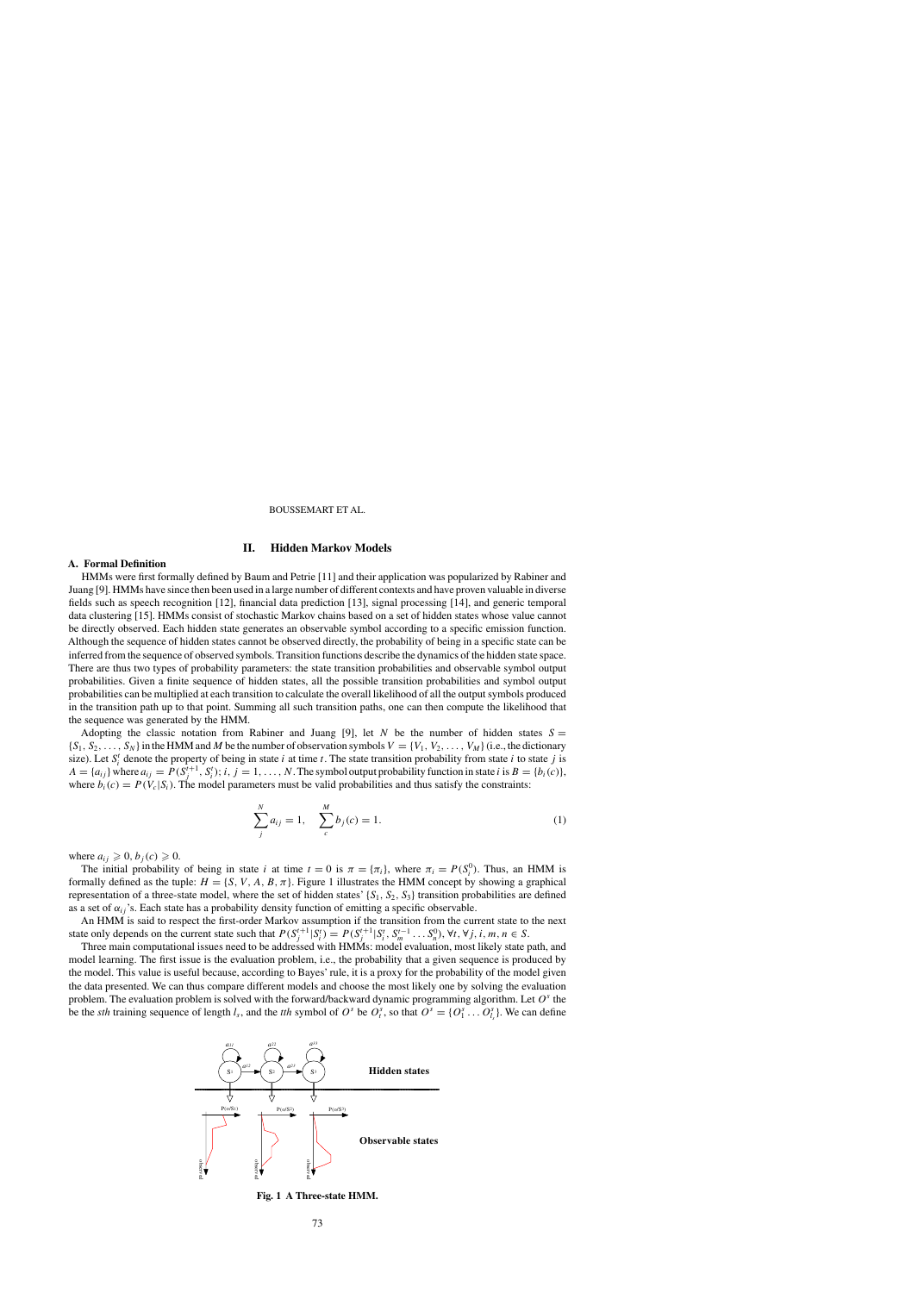## II. Hidden Markov Models

### A. Formal Definition

HMMs were first formally defined by Baum and Petrie [11] and their application was popularized by Rabiner and Juang [9]. HMMs have since then been used in a large number of different contexts and have proven valuable in diverse fields such as speech recognition [12], financial data prediction [13], signal processing [14], and generic temporal data clustering [15]. HMMs consist of stochastic Markov chains based on a set of hidden states whose value cannot be directly observed. Each hidden state generates an observable symbol according to a specific emission function. Although the sequence of hidden states cannot be observed directly, the probability of being in a specific state can be inferred from the sequence of observed symbols. Transition functions describe the dynamics of the hidden state space. There are thus two types of probability parameters: the state transition probabilities and observable symbol output probabilities. Given a finite sequence of hidden states, all the possible transition probabilities and symbol output probabilities can be multiplied at each transition to calculate the overall likelihood of all the output symbols produced in the transition path up to that point. Summing all such transition paths, one can then compute the likelihood that the sequence was generated by the HMM.

Adopting the classic notation from Rabiner and Juang [9], let $N$ be the number of hidden states $S = \{S_1, S_2, \ldots, S_N\}$ in the HMM and $M$ be the number of observation symbols $V = \{V_1, V_2, \ldots, V_M\}$ (i.e., the dictionary size). Let $S_i^t$ denote the property of being in state $i$ at time $t$. The state transition probability from state $i$ to state $j$ is $A = \{a_{ij}\}$ where $a_{ij} = P(S_j^{t+1}, S_i^t); i, j = 1, \ldots, N$. The symbol output probability function in state $i$ is $B = \{b_i(c)\}$, where $b_i(c) = P(V_c|S_i)$. The model parameters must be valid probabilities and thus satisfy the constraints:

$$\sum_j^N a_{ij} = 1, \quad \sum_c^M b_j(c) = 1. \tag{1}$$

where $a_{ij} \geqslant 0, b_j(c) \geqslant 0$.

The initial probability of being in state $i$ at time $t = 0$ is $\pi = \{\pi_i\}$, where $\pi_i = P(S_i^0)$. Thus, an HMM is formally defined as the tuple: $H = \{S, V, A, B, \pi\}$. Figure 1 illustrates the HMM concept by showing a graphical representation of a three-state model, where the set of hidden states' $\{S_1, S_2, S_3\}$ transition probabilities are defined as a set of $\alpha_{ij}$'s. Each state has a probability density function of emitting a specific observable.

An HMM is said to respect the first-order Markov assumption if the transition from the current state to the next state only depends on the current state such that $P(S_j^{t+1}|S_i^t) = P(S_j^{t+1}|S_i^t, S_m^{t-1} \ldots S_n^0), \forall t, \forall j, i, m, n \in S$.

Three main computational issues need to be addressed with HMMs: model evaluation, most likely state path, and model learning. The first issue is the evaluation problem, i.e., the probability that a given sequence is produced by the model. This value is useful because, according to Bayes' rule, it is a proxy for the probability of the model given the data presented. We can thus compare different models and choose the most likely one by solving the evaluation problem. The evaluation problem is solved with the forward/backward dynamic programming algorithm. Let $O^s$ the be the *sth* training sequence of length $l_s$, and the *tth* symbol of $O^s$ be $O_t^s$, so that $O^s = \{O_1^s \ldots O_{l_s}^s\}$. We can define

**Fig. 1 A Three-state HMM.**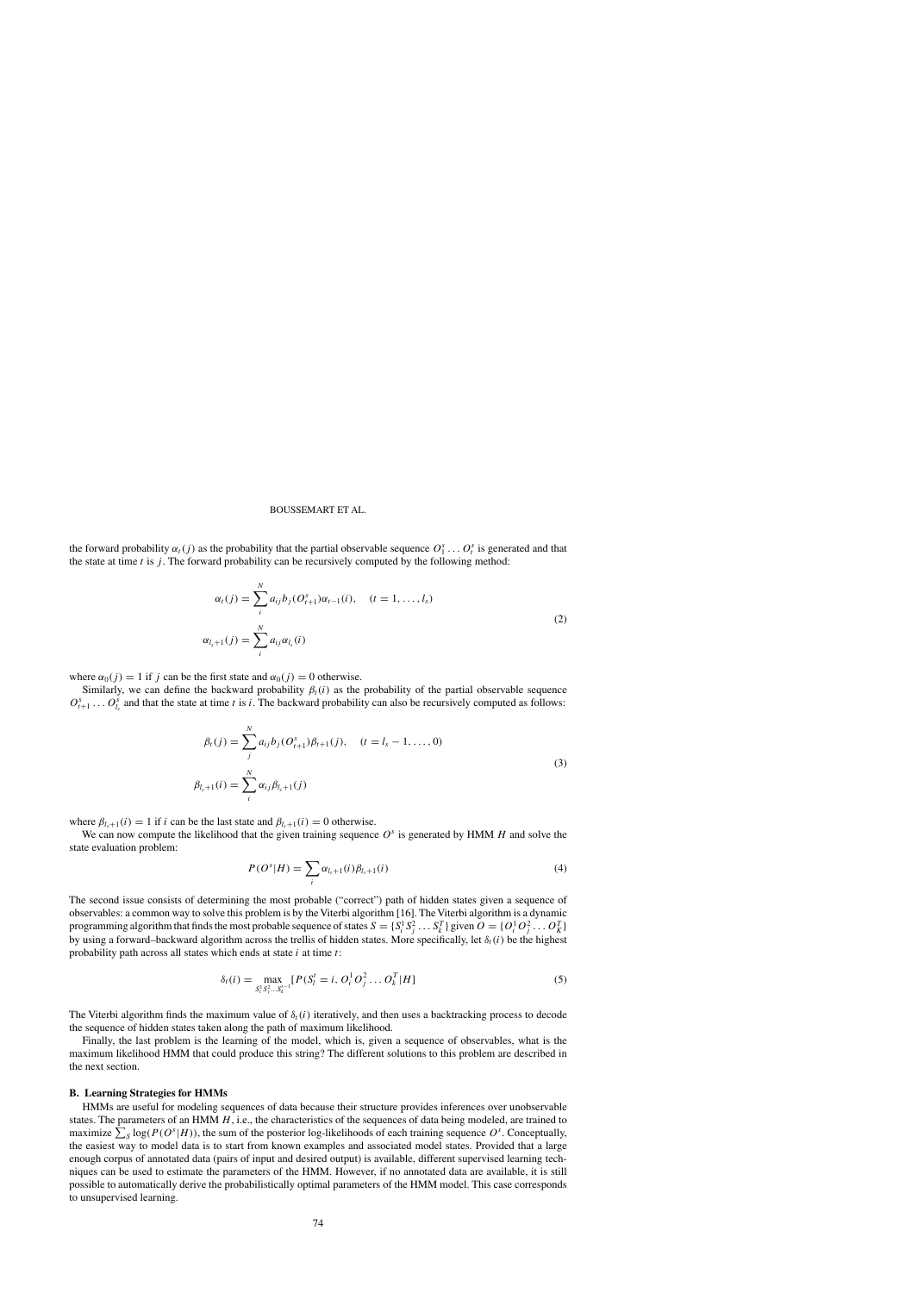the forward probability $\alpha_t(j)$ as the probability that the partial observable sequence $O_1^s \dots O_t^s$ is generated and that the state at time $t$ is $j$. The forward probability can be recursively computed by the following method:

$$
\begin{aligned}
\alpha_t(j) &= \sum_{i}^{N} a_{ij} b_j(O_{t+1}^s) \alpha_{t-1}(i), \quad (t = 1, \dots, l_s) \\
\alpha_{l_s+1}(j) &= \sum_{i}^{N} a_{ij} \alpha_{l_s}(i)
\end{aligned}
\tag{2}
$$

where $\alpha_0(j) = 1$ if $j$ can be the first state and $\alpha_0(j) = 0$ otherwise.

Similarly, we can define the backward probability $\beta_t(i)$ as the probability of the partial observable sequence $O_{t+1}^s \dots O_{l_s}^s$ and that the state at time $t$ is $i$. The backward probability can also be recursively computed as follows:

$$
\begin{aligned}
\beta_t(j) &= \sum_{j}^{N} a_{ij} b_j(O_{t+1}^s) \beta_{t+1}(j), \quad (t = l_s - 1, \dots, 0) \\
\beta_{l_s+1}(i) &= \sum_{i}^{N} \alpha_{ij} \beta_{l_s+1}(j)
\end{aligned}
\tag{3}
$$

where $\beta_{l_s+1}(i) = 1$ if $i$ can be the last state and $\beta_{l_s+1}(i) = 0$ otherwise.

We can now compute the likelihood that the given training sequence $O^s$ is generated by HMM $H$ and solve the state evaluation problem:

$$
P(O^s|H) = \sum_{i} \alpha_{l_s+1}(i) \beta_{l_s+1}(i) \tag{4}
$$

The second issue consists of determining the most probable ("correct") path of hidden states given a sequence of observables: a common way to solve this problem is by the Viterbi algorithm [16]. The Viterbi algorithm is a dynamic programming algorithm that finds the most probable sequence of states $S = \{S_i^1 S_j^2 \dots S_k^T\}$ given $O = \{O_i^1 O_j^2 \dots O_K^T\}$ by using a forward–backward algorithm across the trellis of hidden states. More specifically, let $\delta_t(i)$ be the highest probability path across all states which ends at state $i$ at time $t$:

$$
\delta_t(i) = \max_{S_i^1 S_j^2 \dots S_k^{t-1}} [P(S_i^t = i, O_i^1 O_j^2 \dots O_k^T | H] \tag{5}
$$

The Viterbi algorithm finds the maximum value of $\delta_t(i)$ iteratively, and then uses a backtracking process to decode the sequence of hidden states taken along the path of maximum likelihood.

Finally, the last problem is the learning of the model, which is, given a sequence of observables, what is the maximum likelihood HMM that could produce this string? The different solutions to this problem are described in the next section.

### B. Learning Strategies for HMMs

HMMs are useful for modeling sequences of data because their structure provides inferences over unobservable states. The parameters of an HMM $H$, i.e., the characteristics of the sequences of data being modeled, are trained to maximize $\sum_s \log(P(O^s|H))$, the sum of the posterior log-likelihoods of each training sequence $O^s$. Conceptually, the easiest way to model data is to start from known examples and associated model states. Provided that a large enough corpus of annotated data (pairs of input and desired output) is available, different supervised learning techniques can be used to estimate the parameters of the HMM. However, if no annotated data are available, it is still possible to automatically derive the probabilistically optimal parameters of the HMM model. This case corresponds to unsupervised learning.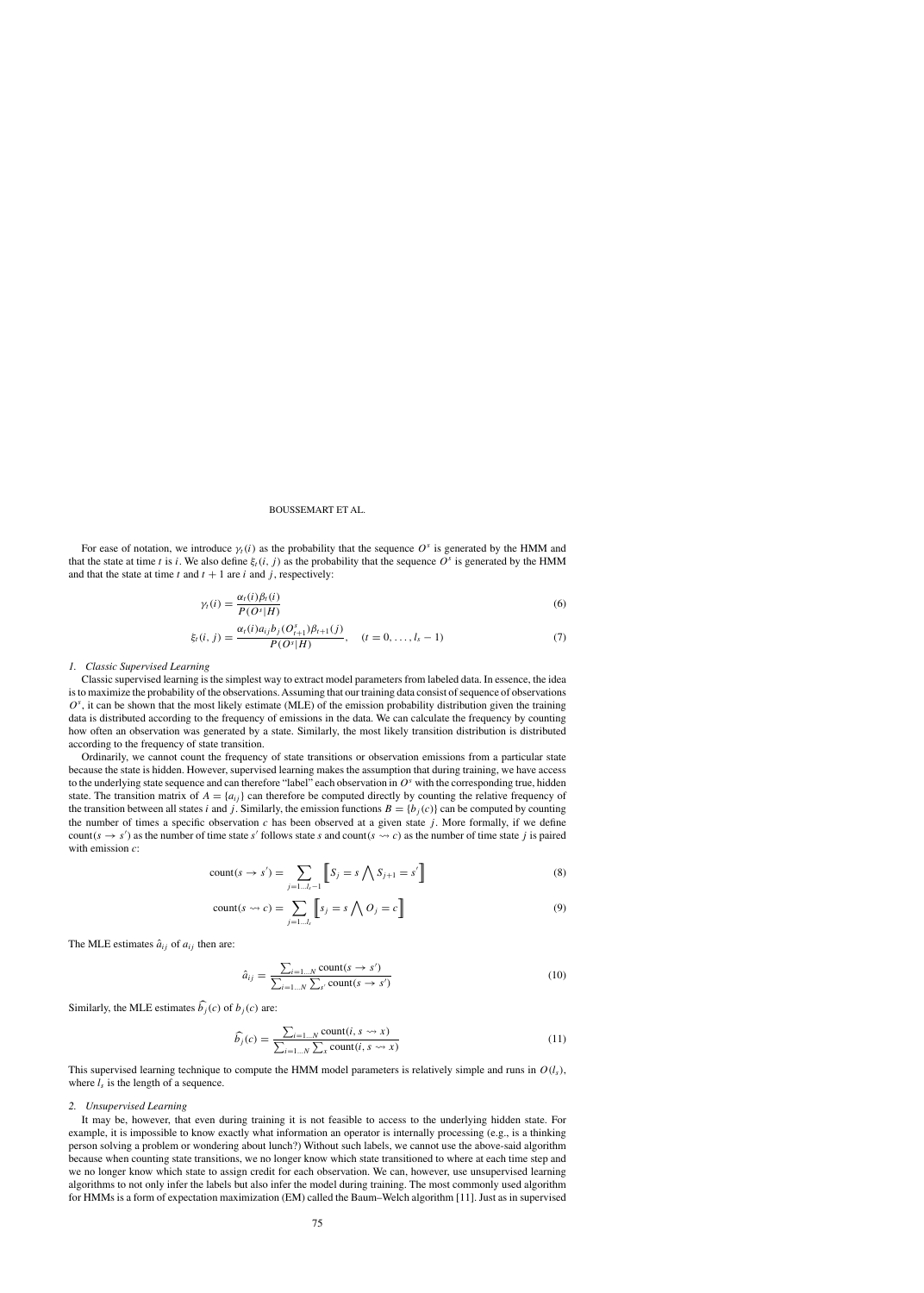For ease of notation, we introduce $\gamma_t(i)$ as the probability that the sequence $O^s$ is generated by the HMM and that the state at time $t$ is $i$. We also define $\xi_t(i, j)$ as the probability that the sequence $O^s$ is generated by the HMM and that the state at time $t$ and $t + 1$ are $i$ and $j$, respectively:

$$\gamma_t(i) = \frac{\alpha_t(i)\beta_t(i)}{P(O^s|H)} \tag{6}$$

$$\xi_t(i, j) = \frac{\alpha_t(i)a_{ij}b_j(O^s_{t+1})\beta_{t+1}(j)}{P(O^s|H)}, \quad (t = 0, \ldots, l_s - 1) \tag{7}$$

### *1. Classic Supervised Learning*

Classic supervised learning is the simplest way to extract model parameters from labeled data. In essence, the idea is to maximize the probability of the observations. Assuming that our training data consist of sequence of observations $O^s$, it can be shown that the most likely estimate (MLE) of the emission probability distribution given the training data is distributed according to the frequency of emissions in the data. We can calculate the frequency by counting how often an observation was generated by a state. Similarly, the most likely transition distribution is distributed according to the frequency of state transition.

Ordinarily, we cannot count the frequency of state transitions or observation emissions from a particular state because the state is hidden. However, supervised learning makes the assumption that during training, we have access to the underlying state sequence and can therefore "label" each observation in $O^s$ with the corresponding true, hidden state. The transition matrix of $A = \{a_{ij}\}$ can therefore be computed directly by counting the relative frequency of the transition between all states $i$ and $j$. Similarly, the emission functions $B = \{b_j(c)\}$ can be computed by counting the number of times a specific observation $c$ has been observed at a given state $j$. More formally, if we define $\text{count}(s \to s')$ as the number of time state $s'$ follows state $s$ and $\text{count}(s \rightsquigarrow c)$ as the number of time state $j$ is paired with emission $c$:

$$\text{count}(s \to s') = \sum_{j=1\ldots l_s-1} \left[\!\left[ S_j = s \bigwedge S_{j+1} = s' \right]\!\right] \tag{8}$$

$$\text{count}(s \rightsquigarrow c) = \sum_{j=1\ldots l_s} \left[\!\left[ s_j = s \bigwedge O_j = c \right]\!\right] \tag{9}$$

The MLE estimates $\hat{a}_{ij}$ of $a_{ij}$ then are:

$$\hat{a}_{ij} = \frac{\sum_{i=1\ldots N} \text{count}(s \to s')}{\sum_{i=1\ldots N} \sum_{s'} \text{count}(s \to s')} \tag{10}$$

Similarly, the MLE estimates $\widehat{b_j}(c)$ of $b_j(c)$ are:

$$\widehat{b_j}(c) = \frac{\sum_{i=1\ldots N} \text{count}(i, s \rightsquigarrow x)}{\sum_{i=1\ldots N} \sum_{x} \text{count}(i, s \rightsquigarrow x)} \tag{11}$$

This supervised learning technique to compute the HMM model parameters is relatively simple and runs in $O(l_s)$, where $l_s$ is the length of a sequence.

### *2. Unsupervised Learning*

It may be, however, that even during training it is not feasible to access to the underlying hidden state. For example, it is impossible to know exactly what information an operator is internally processing (e.g., is a thinking person solving a problem or wondering about lunch?) Without such labels, we cannot use the above-said algorithm because when counting state transitions, we no longer know which state transitioned to where at each time step and we no longer know which state to assign credit for each observation. We can, however, use unsupervised learning algorithms to not only infer the labels but also infer the model during training. The most commonly used algorithm for HMMs is a form of expectation maximization (EM) called the Baum–Welch algorithm [11]. Just as in supervised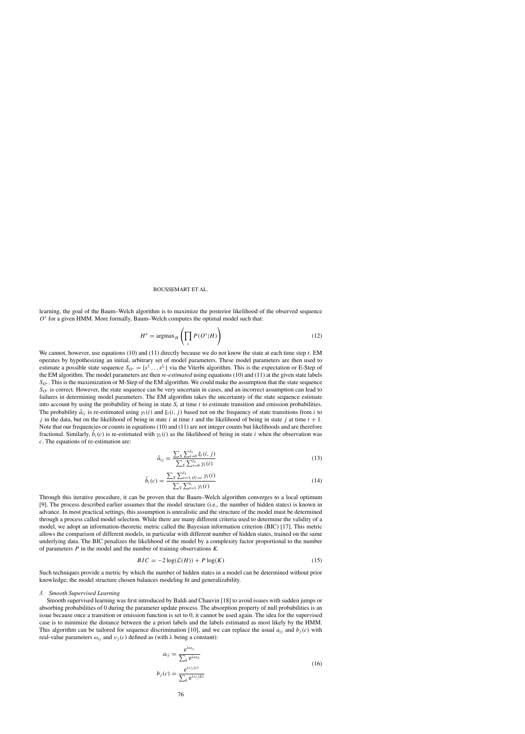learning, the goal of the Baum–Welch algorithm is to maximize the posterior likelihood of the observed sequence $O^s$ for a given HMM. More formally, Baum–Welch computes the optimal model such that:

$$H^* = \text{argmax}_H \left( \prod_s P(O^s|H) \right) \tag{12}$$

We cannot, however, use equations (10) and (11) directly because we do not know the state at each time step $t$. EM operates by hypothesizing an initial, arbitrary set of model parameters. These model parameters are then used to estimate a possible state sequence $S_{O^s} = \{s^1 \ldots s^{l_s}\}$ via the Viterbi algorithm. This is the expectation or E-Step of the EM algorithm. The model parameters are then *re-estimated* using equations (10) and (11) at the given state labels $S_{O^s}$. This is the maximization or M-Step of the EM algorithm. We could make the assumption that the state sequence $S_{O^s}$ is correct. However, the state sequence can be very uncertain in cases, and an incorrect assumption can lead to failures in determining model parameters. The EM algorithm takes the uncertainty of the state sequence estimate into account by using the probability of being in state $S_i$ at time $t$ to estimate transition and emission probabilities. The probability $\hat{a}_{ij}$ is re-estimated using $\gamma_t(i)$ and $\xi_t(i, j)$ based not on the frequency of state transitions from $i$ to $j$ in the data, but on the likelihood of being in state $i$ at time $t$ and the likelihood of being in state $j$ at time $t+1$. Note that our frequencies or counts in equations (10) and (11) are not integer counts but likelihoods and are therefore fractional. Similarly, $\hat{b}_i(c)$ is re-estimated with $\gamma_t(i)$ as the likelihood of being in state $i$ when the observation was $c$. The equations of re-estimation are:

$$\hat{a}_{ij} = \frac{\sum_S \sum_{t=0}^{l_S} \xi_t(i, j)}{\sum_S \sum_{t=0}^{l_S} \gamma_t(i)} \tag{13}$$

$$\hat{b}_i(c) = \frac{\sum_S \sum_{t=1, O_t^s = c}^{l_S} \gamma_t(i)}{\sum_S \sum_{t=1}^{l_s} \gamma_t(i)} \tag{14}$$

Through this iterative procedure, it can be proven that the Baum–Welch algorithm converges to a local optimum [9]. The process described earlier assumes that the model structure (i.e., the number of hidden states) is known in advance. In most practical settings, this assumption is unrealistic and the structure of the model must be determined through a process called model selection. While there are many different criteria used to determine the validity of a model, we adopt an information-theoretic metric called the Bayesian information criterion (BIC) [17]. This metric allows the comparison of different models, in particular with different number of hidden states, trained on the same underlying data. The BIC penalizes the likelihood of the model by a complexity factor proportional to the number of parameters $P$ in the model and the number of training observations $K$.

$$BIC = -2\log(\mathcal{L}(H)) + P\log(K) \tag{15}$$

Such techniques provide a metric by which the number of hidden states in a model can be determined without prior knowledge; the model structure chosen balances modeling fit and generalizability.

### *3. Smooth Supervised Learning*

Smooth supervised learning was first introduced by Baldi and Chauvin [18] to avoid issues with sudden jumps or absorbing probabilities of 0 during the parameter update process. The absorption property of null probabilities is an issue because once a transition or emission function is set to 0, it cannot be used again. The idea for the supervised case is to minimize the distance between the a priori labels and the labels estimated as most likely by the HMM. This algorithm can be tailored for sequence discrimination [10], and we can replace the usual $a_{ij}$ and $b_j(c)$ with real-value parameters $\omega_{ij}$ and $\upsilon_j(c)$ defined as (with $\lambda$ being a constant):

$$a_{ij} = \frac{e^{\lambda\omega_{ij}}}{\sum_k e^{\lambda\omega_{ik}}}$$
$$b_j(c) = \frac{e^{\lambda\upsilon_j(c)}}{\sum_k e^{\lambda\upsilon_j(k)}} \tag{16}$$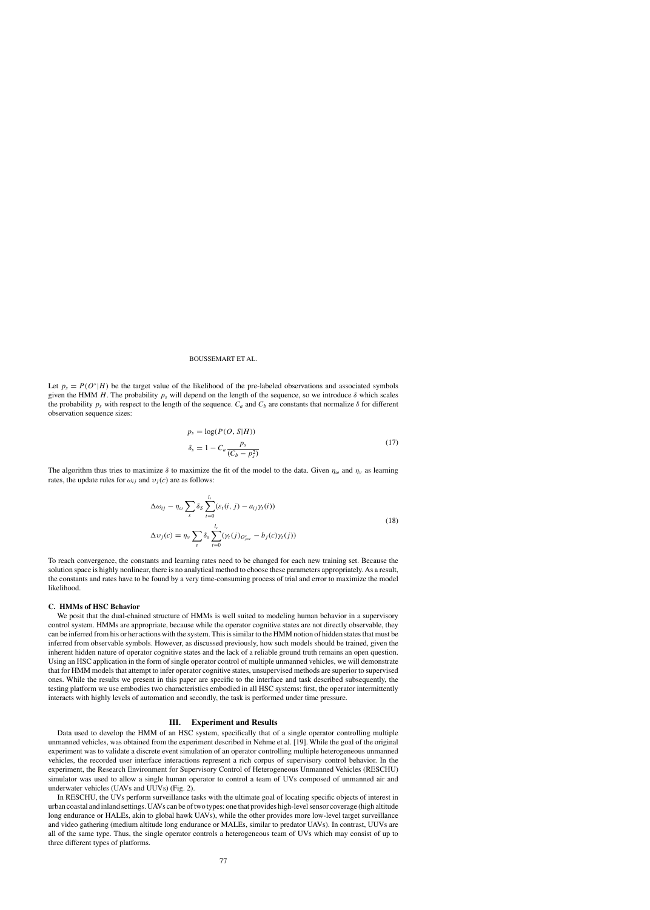Let $p_s = P(O^s|H)$ be the target value of the likelihood of the pre-labeled observations and associated symbols given the HMM $H$. The probability $p_s$ will depend on the length of the sequence, so we introduce $\delta$ which scales the probability $p_s$ with respect to the length of the sequence. $C_a$ and $C_b$ are constants that normalize $\delta$ for different observation sequence sizes:

$$
\begin{aligned}
p_s &= \log(P(O, S|H)) \\
\delta_s &= 1 - C_a \frac{p_s}{(C_b - p_s^2)}
\end{aligned}
\tag{17}
$$

The algorithm thus tries to maximize $\delta$ to maximize the fit of the model to the data. Given $\eta_\omega$ and $\eta_v$ as learning rates, the update rules for $\omega_{ij}$ and $\upsilon_j(c)$ are as follows:

$$
\begin{aligned}
\Delta\omega_{ij} - \eta_\omega \sum_s \delta_S \sum_{t=0}^{l_s} (\varepsilon_t(i, j) - a_{ij}\gamma_t(i)) \\
\Delta\upsilon_j(c) = \eta_v \sum_s \delta_s \sum_{t=0}^{l_s} (\gamma_t(j)_{O^s_{t=c}} - b_j(c)\gamma_t(j))
\end{aligned}
\tag{18}
$$

To reach convergence, the constants and learning rates need to be changed for each new training set. Because the solution space is highly nonlinear, there is no analytical method to choose these parameters appropriately. As a result, the constants and rates have to be found by a very time-consuming process of trial and error to maximize the model likelihood.

### C. HMMs of HSC Behavior

We posit that the dual-chained structure of HMMs is well suited to modeling human behavior in a supervisory control system. HMMs are appropriate, because while the operator cognitive states are not directly observable, they can be inferred from his or her actions with the system. This is similar to the HMM notion of hidden states that must be inferred from observable symbols. However, as discussed previously, how such models should be trained, given the inherent hidden nature of operator cognitive states and the lack of a reliable ground truth remains an open question. Using an HSC application in the form of single operator control of multiple unmanned vehicles, we will demonstrate that for HMM models that attempt to infer operator cognitive states, unsupervised methods are superior to supervised ones. While the results we present in this paper are specific to the interface and task described subsequently, the testing platform we use embodies two characteristics embodied in all HSC systems: first, the operator intermittently interacts with highly levels of automation and secondly, the task is performed under time pressure.

## III. Experiment and Results

Data used to develop the HMM of an HSC system, specifically that of a single operator controlling multiple unmanned vehicles, was obtained from the experiment described in Nehme et al. [19]. While the goal of the original experiment was to validate a discrete event simulation of an operator controlling multiple heterogeneous unmanned vehicles, the recorded user interface interactions represent a rich corpus of supervisory control behavior. In the experiment, the Research Environment for Supervisory Control of Heterogeneous Unmanned Vehicles (RESCHU) simulator was used to allow a single human operator to control a team of UVs composed of unmanned air and underwater vehicles (UAVs and UUVs) (Fig. 2).

In RESCHU, the UVs perform surveillance tasks with the ultimate goal of locating specific objects of interest in urban coastal and inland settings. UAVs can be of two types: one that provides high-level sensor coverage (high altitude long endurance or HALEs, akin to global hawk UAVs), while the other provides more low-level target surveillance and video gathering (medium altitude long endurance or MALEs, similar to predator UAVs). In contrast, UUVs are all of the same type. Thus, the single operator controls a heterogeneous team of UVs which may consist of up to three different types of platforms.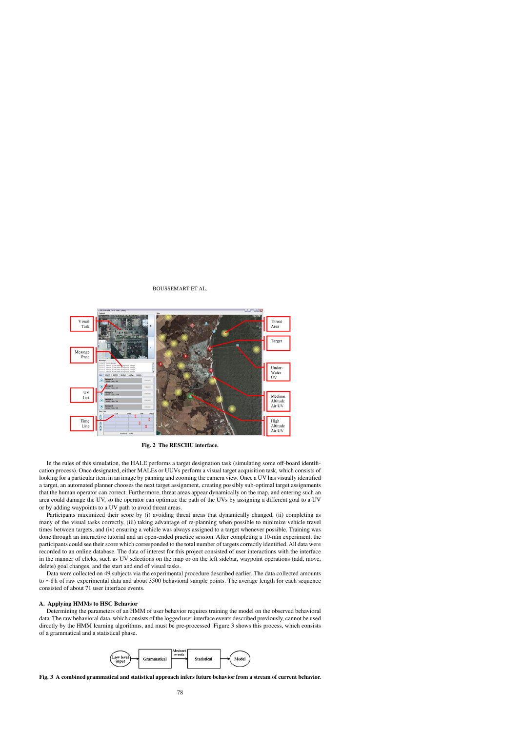Visual Task

Message Pane

UV List

Time Line

Threat Area

Target

Under-Water UV

Medium Altitude Air UV

High Altitude Air UV

**Fig. 2 The RESCHU interface.**

In the rules of this simulation, the HALE performs a target designation task (simulating some off-board identification process). Once designated, either MALEs or UUVs perform a visual target acquisition task, which consists of looking for a particular item in an image by panning and zooming the camera view. Once a UV has visually identified a target, an automated planner chooses the next target assignment, creating possibly sub-optimal target assignments that the human operator can correct. Furthermore, threat areas appear dynamically on the map, and entering such an area could damage the UV, so the operator can optimize the path of the UVs by assigning a different goal to a UV or by adding waypoints to a UV path to avoid threat areas.

Participants maximized their score by (i) avoiding threat areas that dynamically changed, (ii) completing as many of the visual tasks correctly, (iii) taking advantage of re-planning when possible to minimize vehicle travel times between targets, and (iv) ensuring a vehicle was always assigned to a target whenever possible. Training was done through an interactive tutorial and an open-ended practice session. After completing a 10-min experiment, the participants could see their score which corresponded to the total number of targets correctly identified. All data were recorded to an online database. The data of interest for this project consisted of user interactions with the interface in the manner of clicks, such as UV selections on the map or on the left sidebar, waypoint operations (add, move, delete) goal changes, and the start and end of visual tasks.

Data were collected on 49 subjects via the experimental procedure described earlier. The data collected amounts to ~8 h of raw experimental data and about 3500 behavioral sample points. The average length for each sequence consisted of about 71 user interface events.

### A. Applying HMMs to HSC Behavior

Determining the parameters of an HMM of user behavior requires training the model on the observed behavioral data. The raw behavioral data, which consists of the logged user interface events described previously, cannot be used directly by the HMM learning algorithms, and must be pre-processed. Figure 3 shows this process, which consists of a grammatical and a statistical phase.

Low level input

Grammatical

Abstract events

Statistical

Model

**Fig. 3 A combined grammatical and statistical approach infers future behavior from a stream of current behavior.**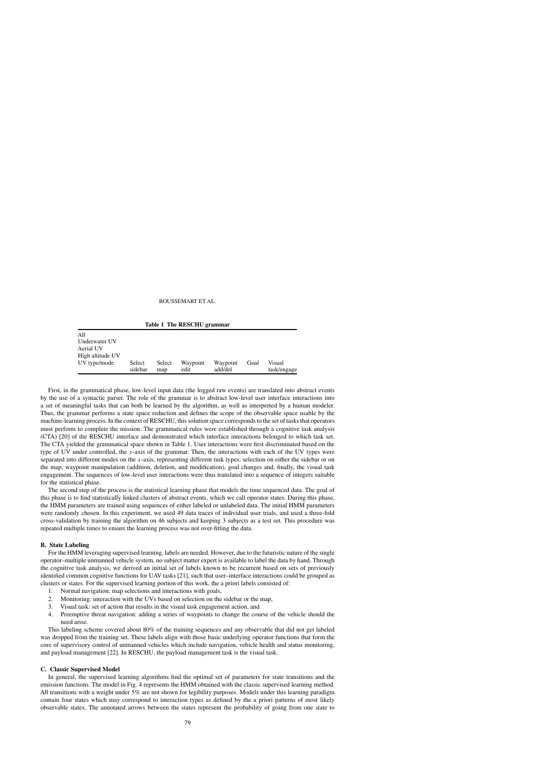**Table 1 The RESCHU grammar**

| | | | | | | |
|---|---|---|---|---|---|---|
| All | | | | | | |
| Underwater UV | | | | | | |
| Aerial UV | | | | | | |
| High altitude UV | | | | | | |
| UV type/mode | Select sidebar | Select map | Waypoint edit | Waypoint add/del | Goal | Visual task/engage |

First, in the grammatical phase, low-level input data (the logged raw events) are translated into abstract events by the use of a syntactic parser. The role of the grammar is to abstract low-level user interface interactions into a set of meaningful tasks that can both be learned by the algorithm, as well as interpreted by a human modeler. Thus, the grammar performs a state space reduction and defines the scope of the observable space usable by the machine-learning process. In the context of RESCHU, this solution space corresponds to the set of tasks that operators must perform to complete the mission. The grammatical rules were established through a cognitive task analysis (CTA) [20] of the RESCHU interface and demonstrated which interface interactions belonged to which task set. The CTA yielded the grammatical space shown in Table 1. User interactions were first discriminated based on the type of UV under controlled, the $y$-axis of the grammar. Then, the interactions with each of the UV types were separated into different modes on the $x$-axis, representing different task types: selection on either the sidebar or on the map, waypoint manipulation (addition, deletion, and modification), goal changes and, finally, the visual task engagement. The sequences of low-level user interactions were thus translated into a sequence of integers suitable for the statistical phase.

The second step of the process is the statistical learning phase that models the time sequenced data. The goal of this phase is to find statistically linked clusters of abstract events, which we call operator states. During this phase, the HMM parameters are trained using sequences of either labeled or unlabeled data. The initial HMM parameters were randomly chosen. In this experiment, we used 49 data traces of individual user trials, and used a three-fold cross-validation by training the algorithm on 46 subjects and keeping 3 subjects as a test set. This procedure was repeated multiple times to ensure the learning process was not over-fitting the data.

### B. State Labeling

For the HMM leveraging supervised learning, labels are needed. However, due to the futuristic nature of the single operator–multiple unmanned vehicle system, no subject matter expert is available to label the data by hand. Through the cognitive task analysis, we derived an initial set of labels known to be recurrent based on sets of previously identified common cognitive functions for UAV tasks [21], such that user–interface interactions could be grouped as clusters or states. For the supervised learning portion of this work, the a priori labels consisted of:

1. Normal navigation: map selections and interactions with goals,
2. Monitoring: interaction with the UVs based on selection on the sidebar or the map,
3. Visual task: set of action that results in the visual task engagement action, and
4. Preemptive threat navigation: adding a series of waypoints to change the course of the vehicle should the need arise.

This labeling scheme covered about 80% of the training sequences and any observable that did not get labeled was dropped from the training set. These labels align with those basic underlying operator functions that form the core of supervisory control of unmanned vehicles which include navigation, vehicle health and status monitoring, and payload management [22]. In RESCHU, the payload management task is the visual task.

### C. Classic Supervised Model

In general, the supervised learning algorithms find the optimal set of parameters for state transitions and the emission functions. The model in Fig. 4 represents the HMM obtained with the classic supervised learning method. All transitions with a weight under 5% are not shown for legibility purposes. Models under this learning paradigm contain four states which may correspond to interaction types as defined by the a priori patterns of most likely observable states. The annotated arrows between the states represent the probability of going from one state to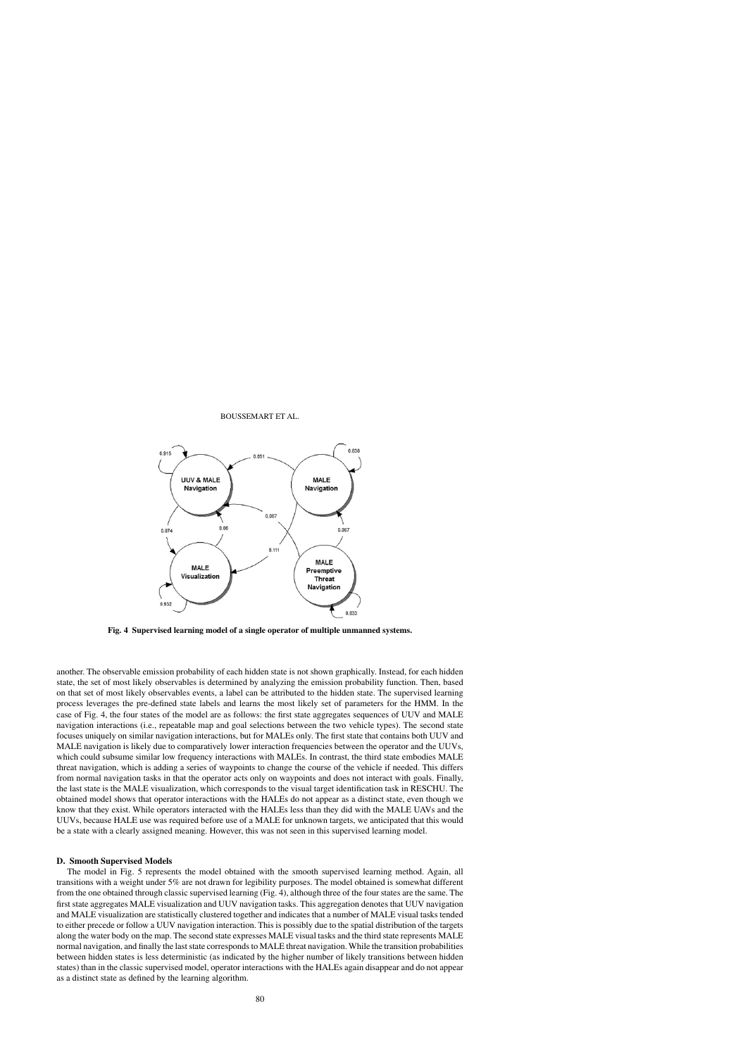**Fig. 4 Supervised learning model of a single operator of multiple unmanned systems.**

another. The observable emission probability of each hidden state is not shown graphically. Instead, for each hidden state, the set of most likely observables is determined by analyzing the emission probability function. Then, based on that set of most likely observables events, a label can be attributed to the hidden state. The supervised learning process leverages the pre-defined state labels and learns the most likely set of parameters for the HMM. In the case of Fig. 4, the four states of the model are as follows: the first state aggregates sequences of UUV and MALE navigation interactions (i.e., repeatable map and goal selections between the two vehicle types). The second state focuses uniquely on similar navigation interactions, but for MALEs only. The first state that contains both UUV and MALE navigation is likely due to comparatively lower interaction frequencies between the operator and the UUVs, which could subsume similar low frequency interactions with MALEs. In contrast, the third state embodies MALE threat navigation, which is adding a series of waypoints to change the course of the vehicle if needed. This differs from normal navigation tasks in that the operator acts only on waypoints and does not interact with goals. Finally, the last state is the MALE visualization, which corresponds to the visual target identification task in RESCHU. The obtained model shows that operator interactions with the HALEs do not appear as a distinct state, even though we know that they exist. While operators interacted with the HALEs less than they did with the MALE UAVs and the UUVs, because HALE use was required before use of a MALE for unknown targets, we anticipated that this would be a state with a clearly assigned meaning. However, this was not seen in this supervised learning model.

### D. Smooth Supervised Models

The model in Fig. 5 represents the model obtained with the smooth supervised learning method. Again, all transitions with a weight under 5% are not drawn for legibility purposes. The model obtained is somewhat different from the one obtained through classic supervised learning (Fig. 4), although three of the four states are the same. The first state aggregates MALE visualization and UUV navigation tasks. This aggregation denotes that UUV navigation and MALE visualization are statistically clustered together and indicates that a number of MALE visual tasks tended to either precede or follow a UUV navigation interaction. This is possibly due to the spatial distribution of the targets along the water body on the map. The second state expresses MALE visual tasks and the third state represents MALE normal navigation, and finally the last state corresponds to MALE threat navigation. While the transition probabilities between hidden states is less deterministic (as indicated by the higher number of likely transitions between hidden states) than in the classic supervised model, operator interactions with the HALEs again disappear and do not appear as a distinct state as defined by the learning algorithm.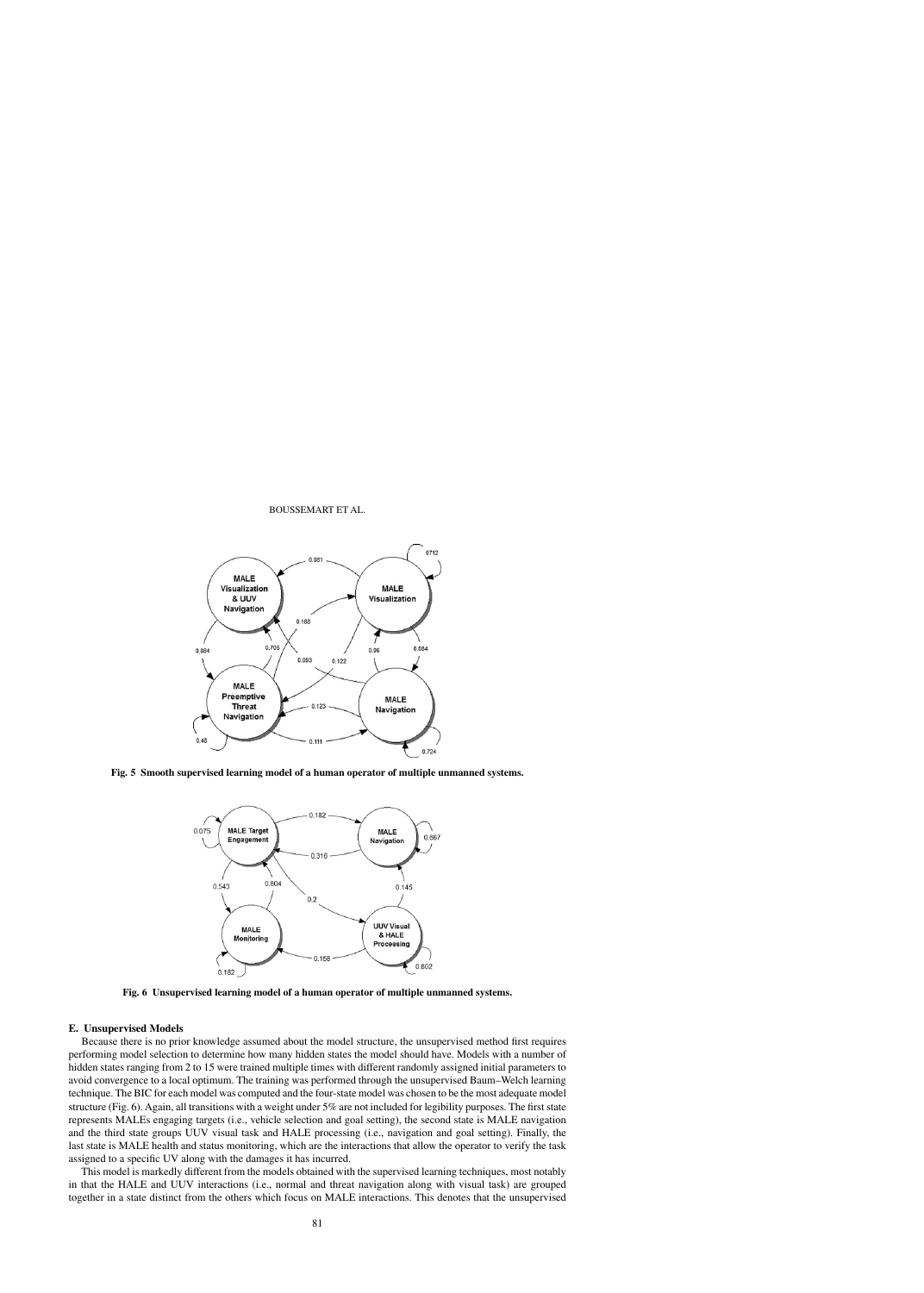Fig. 5 Smooth supervised learning model of a human operator of multiple unmanned systems.

Fig. 6 Unsupervised learning model of a human operator of multiple unmanned systems.

### E. Unsupervised Models

Because there is no prior knowledge assumed about the model structure, the unsupervised method first requires performing model selection to determine how many hidden states the model should have. Models with a number of hidden states ranging from 2 to 15 were trained multiple times with different randomly assigned initial parameters to avoid convergence to a local optimum. The training was performed through the unsupervised Baum–Welch learning technique. The BIC for each model was computed and the four-state model was chosen to be the most adequate model structure (Fig. 6). Again, all transitions with a weight under 5% are not included for legibility purposes. The first state represents MALEs engaging targets (i.e., vehicle selection and goal setting), the second state is MALE navigation and the third state groups UUV visual task and HALE processing (i.e., navigation and goal setting). Finally, the last state is MALE health and status monitoring, which are the interactions that allow the operator to verify the task assigned to a specific UV along with the damages it has incurred.

This model is markedly different from the models obtained with the supervised learning techniques, most notably in that the HALE and UUV interactions (i.e., normal and threat navigation along with visual task) are grouped together in a state distinct from the others which focus on MALE interactions. This denotes that the unsupervised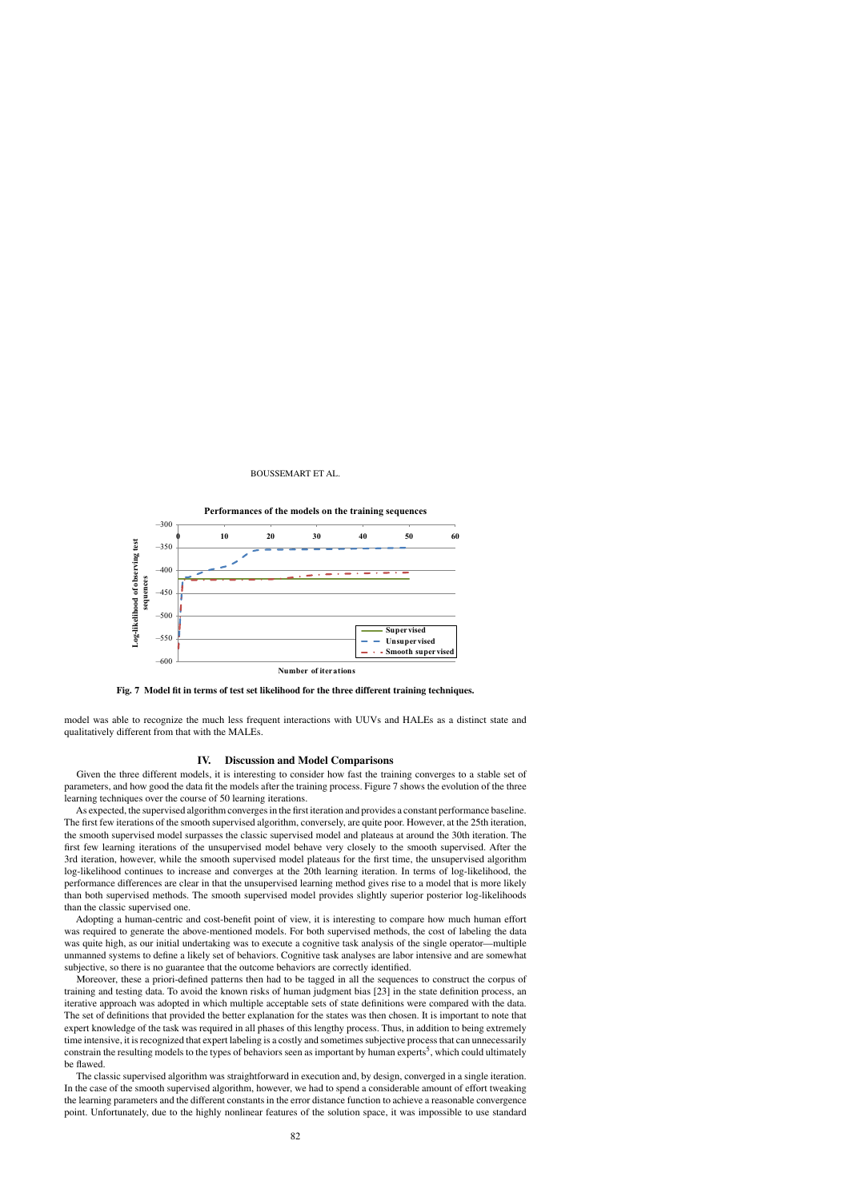Performances of the models on the training sequences

−300
−350
−400
−450
−500
−550
−600

0 10 20 30 40 50 60

Log-likelihood of observing test sequences

Number of iterations

Supervised
Unsupervised
Smooth supervised

**Fig. 7 Model fit in terms of test set likelihood for the three different training techniques.**

model was able to recognize the much less frequent interactions with UUVs and HALEs as a distinct state and qualitatively different from that with the MALEs.

## IV. Discussion and Model Comparisons

Given the three different models, it is interesting to consider how fast the training converges to a stable set of parameters, and how good the data fit the models after the training process. Figure 7 shows the evolution of the three learning techniques over the course of 50 learning iterations.

As expected, the supervised algorithm converges in the first iteration and provides a constant performance baseline. The first few iterations of the smooth supervised algorithm, conversely, are quite poor. However, at the 25th iteration, the smooth supervised model surpasses the classic supervised model and plateaus at around the 30th iteration. The first few learning iterations of the unsupervised model behave very closely to the smooth supervised. After the 3rd iteration, however, while the smooth supervised model plateaus for the first time, the unsupervised algorithm log-likelihood continues to increase and converges at the 20th learning iteration. In terms of log-likelihood, the performance differences are clear in that the unsupervised learning method gives rise to a model that is more likely than both supervised methods. The smooth supervised model provides slightly superior posterior log-likelihoods than the classic supervised one.

Adopting a human-centric and cost-benefit point of view, it is interesting to compare how much human effort was required to generate the above-mentioned models. For both supervised methods, the cost of labeling the data was quite high, as our initial undertaking was to execute a cognitive task analysis of the single operator—multiple unmanned systems to define a likely set of behaviors. Cognitive task analyses are labor intensive and are somewhat subjective, so there is no guarantee that the outcome behaviors are correctly identified.

Moreover, these a priori-defined patterns then had to be tagged in all the sequences to construct the corpus of training and testing data. To avoid the known risks of human judgment bias [23] in the state definition process, an iterative approach was adopted in which multiple acceptable sets of state definitions were compared with the data. The set of definitions that provided the better explanation for the states was then chosen. It is important to note that expert knowledge of the task was required in all phases of this lengthy process. Thus, in addition to being extremely time intensive, it is recognized that expert labeling is a costly and sometimes subjective process that can unnecessarily constrain the resulting models to the types of behaviors seen as important by human experts[5], which could ultimately be flawed.

The classic supervised algorithm was straightforward in execution and, by design, converged in a single iteration. In the case of the smooth supervised algorithm, however, we had to spend a considerable amount of effort tweaking the learning parameters and the different constants in the error distance function to achieve a reasonable convergence point. Unfortunately, due to the highly nonlinear features of the solution space, it was impossible to use standard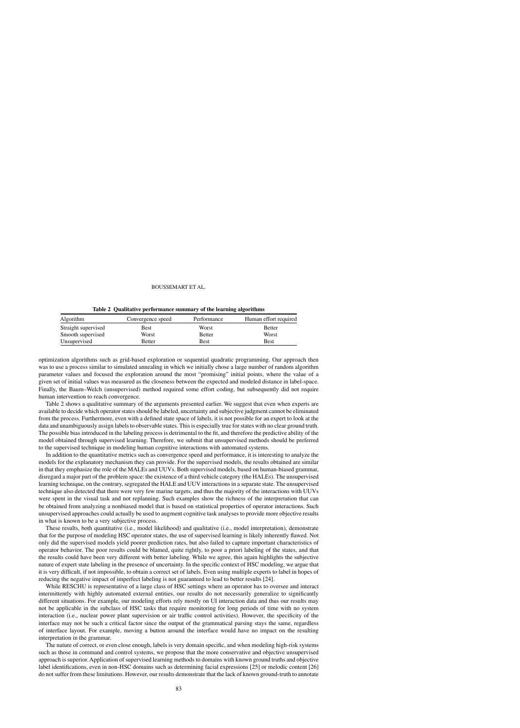**Table 2 Qualitative performance summary of the learning algorithms**

| Algorithm | Convergence speed | Performance | Human effort required |
|---|---|---|---|
| Straight supervised | Best | Worst | Better |
| Smooth supervised | Worst | Better | Worst |
| Unsupervised | Better | Best | Best |

optimization algorithms such as grid-based exploration or sequential quadratic programming. Our approach then was to use a process similar to simulated annealing in which we initially chose a large number of random algorithm parameter values and focused the exploration around the most "promising" initial points, where the value of a given set of initial values was measured as the closeness between the expected and modeled distance in label-space. Finally, the Baum–Welch (unsupervised) method required some effort coding, but subsequently did not require human intervention to reach convergence.

Table 2 shows a qualitative summary of the arguments presented earlier. We suggest that even when experts are available to decide which operator states should be labeled, uncertainty and subjective judgment cannot be eliminated from the process. Furthermore, even with a defined state space of labels, it is not possible for an expert to look at the data and unambiguously assign labels to observable states. This is especially true for states with no clear ground truth. The possible bias introduced in the labeling process is detrimental to the fit, and therefore the predictive ability of the model obtained through supervised learning. Therefore, we submit that unsupervised methods should be preferred to the supervised technique in modeling human cognitive interactions with automated systems.

In addition to the quantitative metrics such as convergence speed and performance, it is interesting to analyze the models for the explanatory mechanism they can provide. For the supervised models, the results obtained are similar in that they emphasize the role of the MALEs and UUVs. Both supervised models, based on human-biased grammar, disregard a major part of the problem space: the existence of a third vehicle category (the HALEs). The unsupervised learning technique, on the contrary, segregated the HALE and UUV interactions in a separate state. The unsupervised technique also detected that there were very few marine targets, and thus the majority of the interactions with UUVs were spent in the visual task and not replanning. Such examples show the richness of the interpretation that can be obtained from analyzing a nonbiased model that is based on statistical properties of operator interactions. Such unsupervised approaches could actually be used to augment cognitive task analyses to provide more objective results in what is known to be a very subjective process.

These results, both quantitative (i.e., model likelihood) and qualitative (i.e., model interpretation), demonstrate that for the purpose of modeling HSC operator states, the use of supervised learning is likely inherently flawed. Not only did the supervised models yield poorer prediction rates, but also failed to capture important characteristics of operator behavior. The poor results could be blamed, quite rightly, to poor a priori labeling of the states, and that the results could have been very different with better labeling. While we agree, this again highlights the subjective nature of expert state labeling in the presence of uncertainty. In the specific context of HSC modeling, we argue that it is very difficult, if not impossible, to obtain a correct set of labels. Even using multiple experts to label in hopes of reducing the negative impact of imperfect labeling is not guaranteed to lead to better results [24].

While RESCHU is representative of a large class of HSC settings where an operator has to oversee and interact intermittently with highly automated external entities, our results do not necessarily generalize to significantly different situations. For example, our modeling efforts rely mostly on UI interaction data and thus our results may not be applicable in the subclass of HSC tasks that require monitoring for long periods of time with no system interaction (i.e., nuclear power plant supervision or air traffic control activities). However, the specificity of the interface may not be such a critical factor since the output of the grammatical parsing stays the same, regardless of interface layout. For example, moving a button around the interface would have no impact on the resulting interpretation in the grammar.

The nature of correct, or even close enough, labels is very domain specific, and when modeling high-risk systems such as those in command and control systems, we propose that the more conservative and objective unsupervised approach is superior. Application of supervised learning methods to domains with known ground truths and objective label identifications, even in non-HSC domains such as determining facial expressions [25] or melodic content [26] do not suffer from these limitations. However, our results demonstrate that the lack of known ground-truth to annotate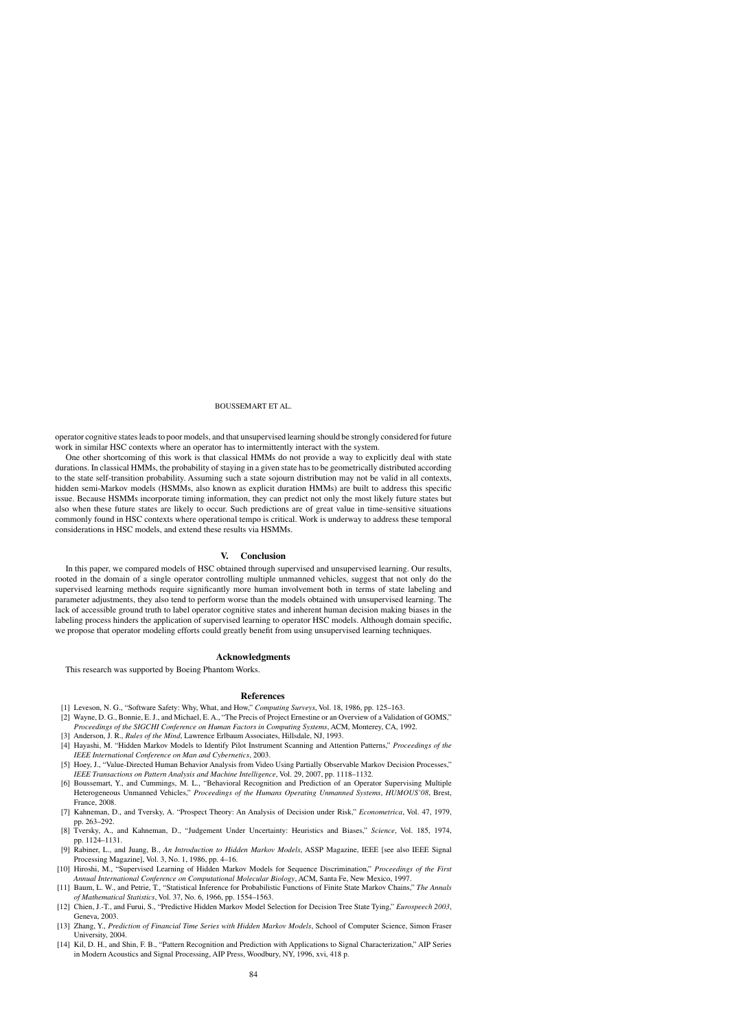operator cognitive states leads to poor models, and that unsupervised learning should be strongly considered for future work in similar HSC contexts where an operator has to intermittently interact with the system.

One other shortcoming of this work is that classical HMMs do not provide a way to explicitly deal with state durations. In classical HMMs, the probability of staying in a given state has to be geometrically distributed according to the state self-transition probability. Assuming such a state sojourn distribution may not be valid in all contexts, hidden semi-Markov models (HSMMs, also known as explicit duration HMMs) are built to address this specific issue. Because HSMMs incorporate timing information, they can predict not only the most likely future states but also when these future states are likely to occur. Such predictions are of great value in time-sensitive situations commonly found in HSC contexts where operational tempo is critical. Work is underway to address these temporal considerations in HSC models, and extend these results via HSMMs.

## V. Conclusion

In this paper, we compared models of HSC obtained through supervised and unsupervised learning. Our results, rooted in the domain of a single operator controlling multiple unmanned vehicles, suggest that not only do the supervised learning methods require significantly more human involvement both in terms of state labeling and parameter adjustments, they also tend to perform worse than the models obtained with unsupervised learning. The lack of accessible ground truth to label operator cognitive states and inherent human decision making biases in the labeling process hinders the application of supervised learning to operator HSC models. Although domain specific, we propose that operator modeling efforts could greatly benefit from using unsupervised learning techniques.

## Acknowledgments

This research was supported by Boeing Phantom Works.

## References

[1] Leveson, N. G., "Software Safety: Why, What, and How," *Computing Surveys*, Vol. 18, 1986, pp. 125–163.

[2] Wayne, D. G., Bonnie, E. J., and Michael, E. A., "The Precis of Project Ernestine or an Overview of a Validation of GOMS," *Proceedings of the SIGCHI Conference on Human Factors in Computing Systems*, ACM, Monterey, CA, 1992.

[3] Anderson, J. R., *Rules of the Mind*, Lawrence Erlbaum Associates, Hillsdale, NJ, 1993.

[4] Hayashi, M. "Hidden Markov Models to Identify Pilot Instrument Scanning and Attention Patterns," *Proceedings of the IEEE International Conference on Man and Cybernetics*, 2003.

[5] Hoey, J., "Value-Directed Human Behavior Analysis from Video Using Partially Observable Markov Decision Processes," *IEEE Transactions on Pattern Analysis and Machine Intelligence*, Vol. 29, 2007, pp. 1118–1132.

[6] Boussemart, Y., and Cummings, M. L., "Behavioral Recognition and Prediction of an Operator Supervising Multiple Heterogeneous Unmanned Vehicles," *Proceedings of the Humans Operating Unmanned Systems*, *HUMOUS'08*, Brest, France, 2008.

[7] Kahneman, D., and Tversky, A. "Prospect Theory: An Analysis of Decision under Risk," *Econometrica*, Vol. 47, 1979, pp. 263–292.

[8] Tversky, A., and Kahneman, D., "Judgement Under Uncertainty: Heuristics and Biases," *Science*, Vol. 185, 1974, pp. 1124–1131.

[9] Rabiner, L., and Juang, B., *An Introduction to Hidden Markov Models*, ASSP Magazine, IEEE [see also IEEE Signal Processing Magazine], Vol. 3, No. 1, 1986, pp. 4–16.

[10] Hiroshi, M., "Supervised Learning of Hidden Markov Models for Sequence Discrimination," *Proceedings of the First Annual International Conference on Computational Molecular Biology*, ACM, Santa Fe, New Mexico, 1997.

[11] Baum, L. W., and Petrie, T., "Statistical Inference for Probabilistic Functions of Finite State Markov Chains," *The Annals of Mathematical Statistics*, Vol. 37, No. 6, 1966, pp. 1554–1563.

[12] Chien, J.-T., and Furui, S., "Predictive Hidden Markov Model Selection for Decision Tree State Tying," *Eurospeech 2003*, Geneva, 2003.

[13] Zhang, Y., *Prediction of Financial Time Series with Hidden Markov Models*, School of Computer Science, Simon Fraser University, 2004.

[14] Kil, D. H., and Shin, F. B., "Pattern Recognition and Prediction with Applications to Signal Characterization," AIP Series in Modern Acoustics and Signal Processing, AIP Press, Woodbury, NY, 1996, xvi, 418 p.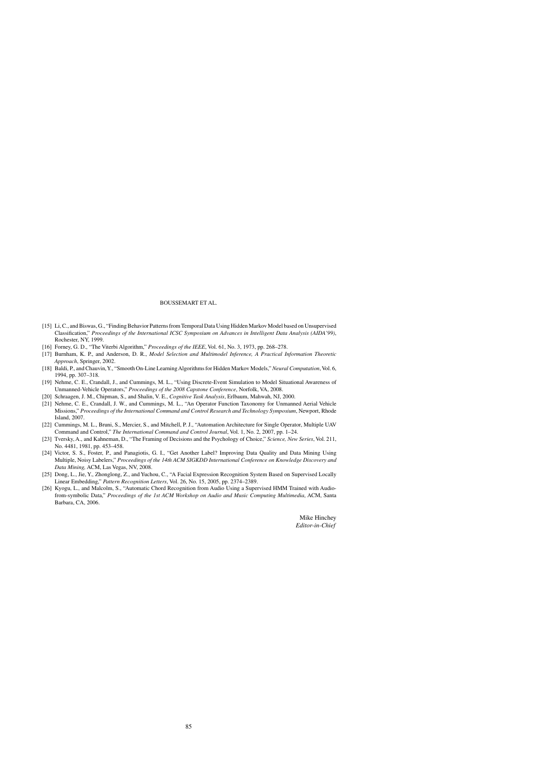[15] Li, C., and Biswas, G., "Finding Behavior Patterns from Temporal Data Using Hidden Markov Model based on Unsupervised Classification," *Proceedings of the International ICSC Symposium on Advances in Intelligent Data Analysis (AIDA'99)*, Rochester, NY, 1999.

[16] Forney, G. D., "The Viterbi Algorithm," *Proceedings of the IEEE*, Vol. 61, No. 3, 1973, pp. 268–278.

[17] Burnham, K. P., and Anderson, D. R., *Model Selection and Multimodel Inference, A Practical Information Theoretic Approach*, Springer, 2002.

[18] Baldi, P., and Chauvin, Y., "Smooth On-Line Learning Algorithms for Hidden Markov Models," *Neural Computation*, Vol. 6, 1994, pp. 307–318.

[19] Nehme, C. E., Crandall, J., and Cummings, M. L., "Using Discrete-Event Simulation to Model Situational Awareness of Unmanned-Vehicle Operators," *Proceedings of the 2008 Capstone Conference*, Norfolk, VA, 2008.

[20] Schraagen, J. M., Chipman, S., and Shalin, V. E., *Cognitive Task Analysis*, Erlbaum, Mahwah, NJ, 2000.

[21] Nehme, C. E., Crandall, J. W., and Cummings, M. L., "An Operator Function Taxonomy for Unmanned Aerial Vehicle Missions," *Proceedings of the International Command and Control Research and Technology Symposium*, Newport, Rhode Island, 2007.

[22] Cummings, M. L., Bruni, S., Mercier, S., and Mitchell, P. J., "Automation Architecture for Single Operator, Multiple UAV Command and Control," *The International Command and Control Journal*, Vol. 1, No. 2, 2007, pp. 1–24.

[23] Tversky, A., and Kahneman, D., "The Framing of Decisions and the Psychology of Choice," *Science, New Series*, Vol. 211, No. 4481, 1981, pp. 453–458.

[24] Victor, S. S., Foster, P., and Panagiotis, G. I., "Get Another Label? Improving Data Quality and Data Mining Using Multiple, Noisy Labelers," *Proceedings of the 14th ACM SIGKDD International Conference on Knowledge Discovery and Data Mining,* ACM, Las Vegas, NV, 2008.

[25] Dong, L., Jie, Y., Zhonglong, Z., and Yuchou, C., "A Facial Expression Recognition System Based on Supervised Locally Linear Embedding," *Pattern Recognition Letters*, Vol. 26, No. 15, 2005, pp. 2374–2389.

[26] Kyogu, L., and Malcolm, S., "Automatic Chord Recognition from Audio Using a Supervised HMM Trained with Audio-from-symbolic Data," *Proceedings of the 1st ACM Workshop on Audio and Music Computing Multimedia*, ACM, Santa Barbara, CA, 2006.

Mike Hinchey
*Editor-in-Chief*